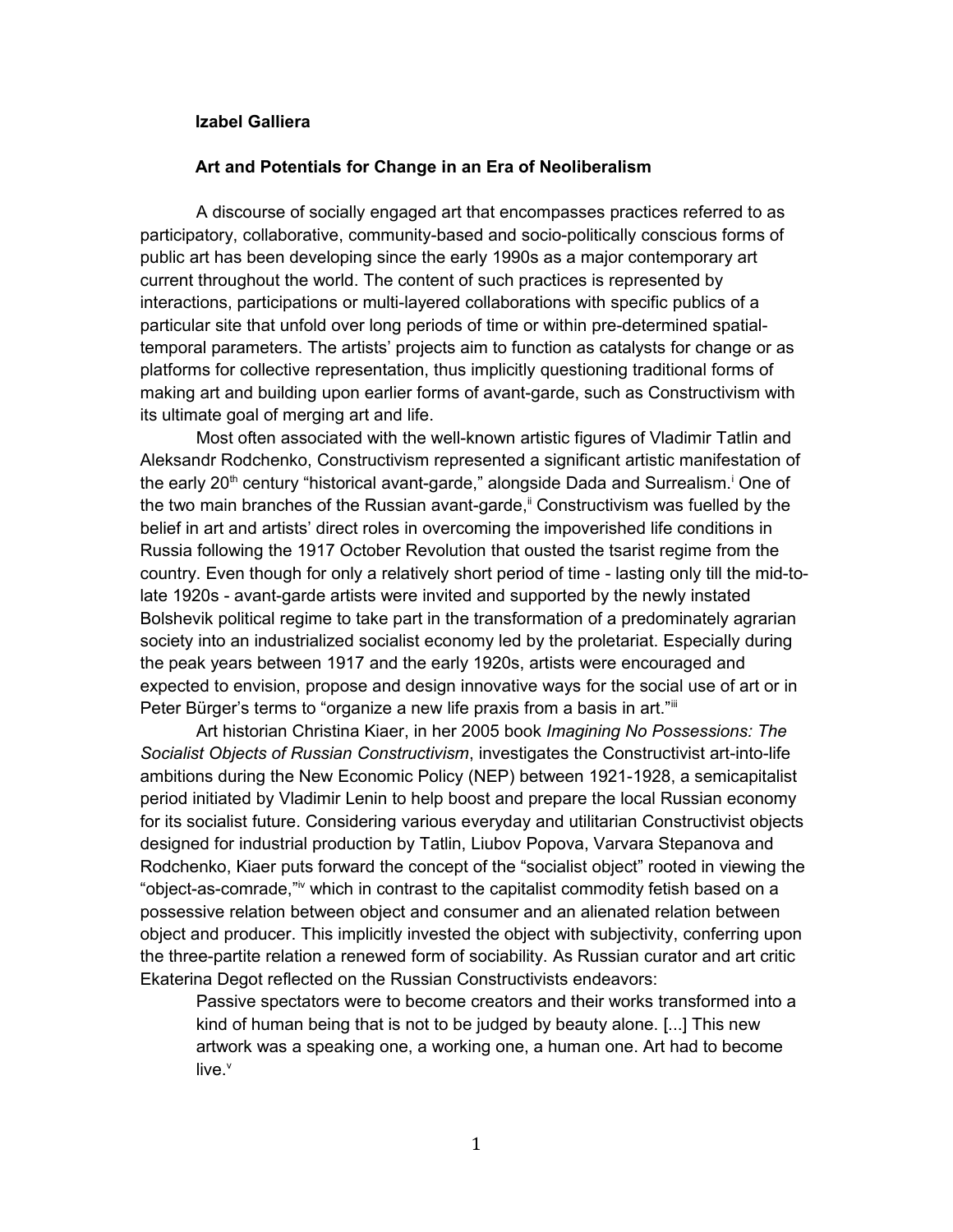**Izabel Galliera**

**Art and Potentials for Change in an Era of Neoliberalism**

A discourse of socially engaged art that encompasses practices referred to as participatory, collaborative, community-based and socio-politically conscious forms of public art has been developing since the early 1990s as a major contemporary art current throughout the world. The content of such practices is represented by interactions, participations or multi-layered collaborations with specific publics of a particular site that unfold over long periods of time or within pre-determined spatial-temporal parameters. The artists' projects aim to function as catalysts for change or as platforms for collective representation, thus implicitly questioning traditional forms of making art and building upon earlier forms of avant-garde, such as Constructivism with its ultimate goal of merging art and life.

Most often associated with the well-known artistic figures of Vladimir Tatlin and Aleksandr Rodchenko, Constructivism represented a significant artistic manifestation of the early 20th century "historical avant-garde," alongside Dada and Surrealism.[i] One of the two main branches of the Russian avant-garde,[ii] Constructivism was fuelled by the belief in art and artists' direct roles in overcoming the impoverished life conditions in Russia following the 1917 October Revolution that ousted the tsarist regime from the country. Even though for only a relatively short period of time - lasting only till the mid-to-late 1920s - avant-garde artists were invited and supported by the newly instated Bolshevik political regime to take part in the transformation of a predominately agrarian society into an industrialized socialist economy led by the proletariat. Especially during the peak years between 1917 and the early 1920s, artists were encouraged and expected to envision, propose and design innovative ways for the social use of art or in Peter Bürger's terms to "organize a new life praxis from a basis in art."[iii]

Art historian Christina Kiaer, in her 2005 book *Imagining No Possessions: The Socialist Objects of Russian Constructivism*, investigates the Constructivist art-into-life ambitions during the New Economic Policy (NEP) between 1921-1928, a semicapitalist period initiated by Vladimir Lenin to help boost and prepare the local Russian economy for its socialist future. Considering various everyday and utilitarian Constructivist objects designed for industrial production by Tatlin, Liubov Popova, Varvara Stepanova and Rodchenko, Kiaer puts forward the concept of the "socialist object" rooted in viewing the "object-as-comrade,"[iv] which in contrast to the capitalist commodity fetish based on a possessive relation between object and consumer and an alienated relation between object and producer. This implicitly invested the object with subjectivity, conferring upon the three-partite relation a renewed form of sociability. As Russian curator and art critic Ekaterina Degot reflected on the Russian Constructivists endeavors:

> Passive spectators were to become creators and their works transformed into a kind of human being that is not to be judged by beauty alone. [...] This new artwork was a speaking one, a working one, a human one. Art had to become live.[v]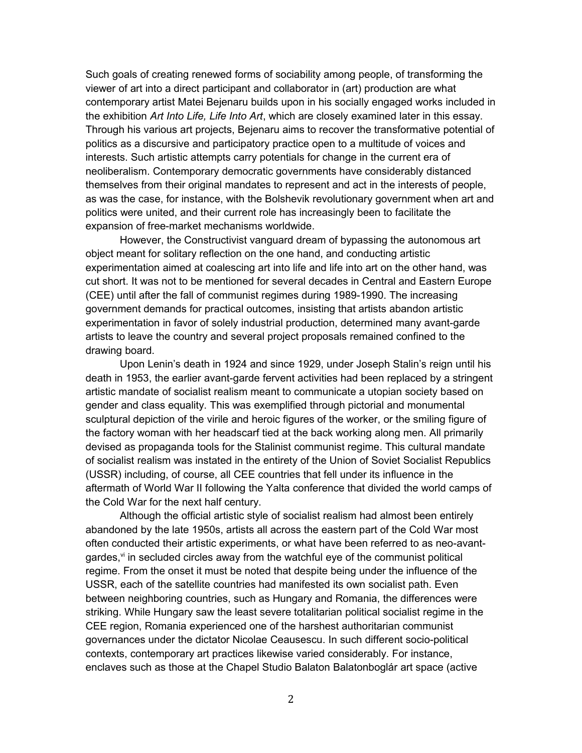Such goals of creating renewed forms of sociability among people, of transforming the viewer of art into a direct participant and collaborator in (art) production are what contemporary artist Matei Bejenaru builds upon in his socially engaged works included in the exhibition *Art Into Life, Life Into Art*, which are closely examined later in this essay. Through his various art projects, Bejenaru aims to recover the transformative potential of politics as a discursive and participatory practice open to a multitude of voices and interests. Such artistic attempts carry potentials for change in the current era of neoliberalism. Contemporary democratic governments have considerably distanced themselves from their original mandates to represent and act in the interests of people, as was the case, for instance, with the Bolshevik revolutionary government when art and politics were united, and their current role has increasingly been to facilitate the expansion of free-market mechanisms worldwide.

However, the Constructivist vanguard dream of bypassing the autonomous art object meant for solitary reflection on the one hand, and conducting artistic experimentation aimed at coalescing art into life and life into art on the other hand, was cut short. It was not to be mentioned for several decades in Central and Eastern Europe (CEE) until after the fall of communist regimes during 1989-1990. The increasing government demands for practical outcomes, insisting that artists abandon artistic experimentation in favor of solely industrial production, determined many avant-garde artists to leave the country and several project proposals remained confined to the drawing board.

Upon Lenin's death in 1924 and since 1929, under Joseph Stalin's reign until his death in 1953, the earlier avant-garde fervent activities had been replaced by a stringent artistic mandate of socialist realism meant to communicate a utopian society based on gender and class equality. This was exemplified through pictorial and monumental sculptural depiction of the virile and heroic figures of the worker, or the smiling figure of the factory woman with her headscarf tied at the back working along men. All primarily devised as propaganda tools for the Stalinist communist regime. This cultural mandate of socialist realism was instated in the entirety of the Union of Soviet Socialist Republics (USSR) including, of course, all CEE countries that fell under its influence in the aftermath of World War II following the Yalta conference that divided the world camps of the Cold War for the next half century.

Although the official artistic style of socialist realism had almost been entirely abandoned by the late 1950s, artists all across the eastern part of the Cold War most often conducted their artistic experiments, or what have been referred to as neo-avant-gardes,[vi] in secluded circles away from the watchful eye of the communist political regime. From the onset it must be noted that despite being under the influence of the USSR, each of the satellite countries had manifested its own socialist path. Even between neighboring countries, such as Hungary and Romania, the differences were striking. While Hungary saw the least severe totalitarian political socialist regime in the CEE region, Romania experienced one of the harshest authoritarian communist governances under the dictator Nicolae Ceausescu. In such different socio-political contexts, contemporary art practices likewise varied considerably. For instance, enclaves such as those at the Chapel Studio Balaton Balatonboglár art space (active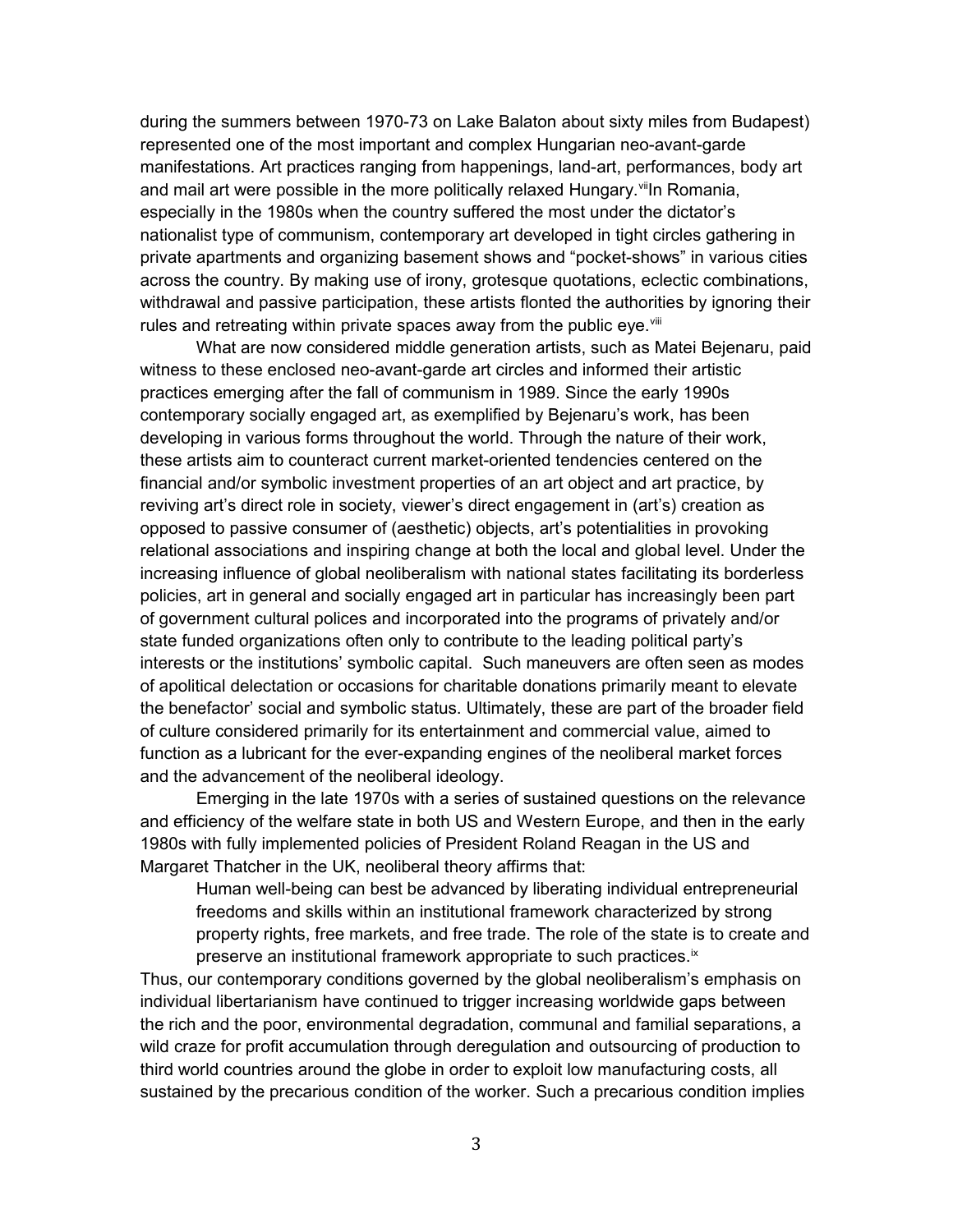during the summers between 1970-73 on Lake Balaton about sixty miles from Budapest) represented one of the most important and complex Hungarian neo-avant-garde manifestations. Art practices ranging from happenings, land-art, performances, body art and mail art were possible in the more politically relaxed Hungary.[vii]In Romania, especially in the 1980s when the country suffered the most under the dictator's nationalist type of communism, contemporary art developed in tight circles gathering in private apartments and organizing basement shows and "pocket-shows" in various cities across the country. By making use of irony, grotesque quotations, eclectic combinations, withdrawal and passive participation, these artists flonted the authorities by ignoring their rules and retreating within private spaces away from the public eye.[viii]

What are now considered middle generation artists, such as Matei Bejenaru, paid witness to these enclosed neo-avant-garde art circles and informed their artistic practices emerging after the fall of communism in 1989. Since the early 1990s contemporary socially engaged art, as exemplified by Bejenaru's work, has been developing in various forms throughout the world. Through the nature of their work, these artists aim to counteract current market-oriented tendencies centered on the financial and/or symbolic investment properties of an art object and art practice, by reviving art's direct role in society, viewer's direct engagement in (art's) creation as opposed to passive consumer of (aesthetic) objects, art's potentialities in provoking relational associations and inspiring change at both the local and global level. Under the increasing influence of global neoliberalism with national states facilitating its borderless policies, art in general and socially engaged art in particular has increasingly been part of government cultural polices and incorporated into the programs of privately and/or state funded organizations often only to contribute to the leading political party's interests or the institutions' symbolic capital. Such maneuvers are often seen as modes of apolitical delectation or occasions for charitable donations primarily meant to elevate the benefactor' social and symbolic status. Ultimately, these are part of the broader field of culture considered primarily for its entertainment and commercial value, aimed to function as a lubricant for the ever-expanding engines of the neoliberal market forces and the advancement of the neoliberal ideology.

Emerging in the late 1970s with a series of sustained questions on the relevance and efficiency of the welfare state in both US and Western Europe, and then in the early 1980s with fully implemented policies of President Roland Reagan in the US and Margaret Thatcher in the UK, neoliberal theory affirms that:

> Human well-being can best be advanced by liberating individual entrepreneurial freedoms and skills within an institutional framework characterized by strong property rights, free markets, and free trade. The role of the state is to create and preserve an institutional framework appropriate to such practices.[ix]

Thus, our contemporary conditions governed by the global neoliberalism's emphasis on individual libertarianism have continued to trigger increasing worldwide gaps between the rich and the poor, environmental degradation, communal and familial separations, a wild craze for profit accumulation through deregulation and outsourcing of production to third world countries around the globe in order to exploit low manufacturing costs, all sustained by the precarious condition of the worker. Such a precarious condition implies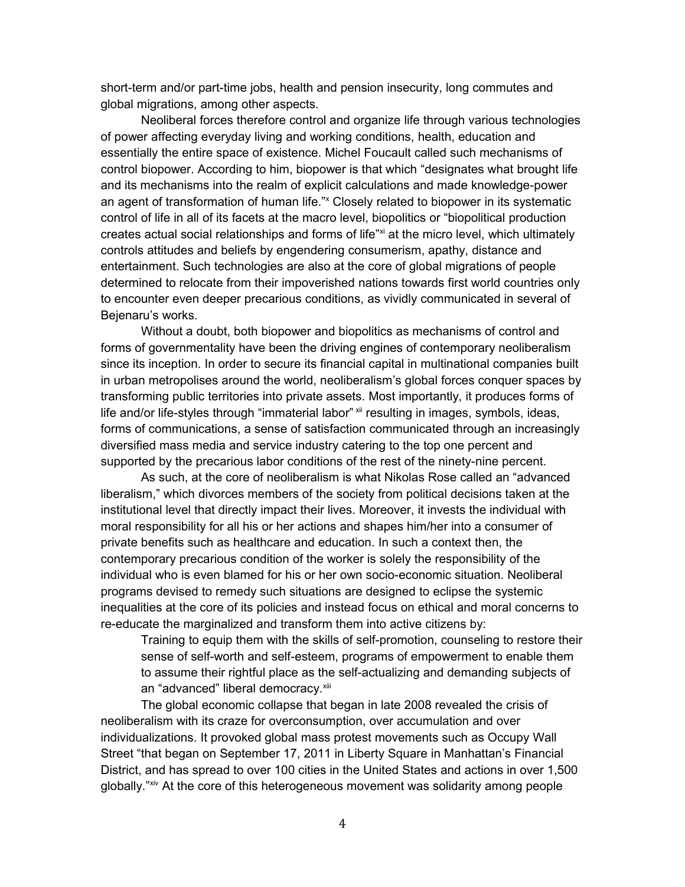short-term and/or part-time jobs, health and pension insecurity, long commutes and global migrations, among other aspects.

Neoliberal forces therefore control and organize life through various technologies of power affecting everyday living and working conditions, health, education and essentially the entire space of existence. Michel Foucault called such mechanisms of control biopower. According to him, biopower is that which "designates what brought life and its mechanisms into the realm of explicit calculations and made knowledge-power an agent of transformation of human life."[x] Closely related to biopower in its systematic control of life in all of its facets at the macro level, biopolitics or "biopolitical production creates actual social relationships and forms of life"[xi] at the micro level, which ultimately controls attitudes and beliefs by engendering consumerism, apathy, distance and entertainment. Such technologies are also at the core of global migrations of people determined to relocate from their impoverished nations towards first world countries only to encounter even deeper precarious conditions, as vividly communicated in several of Bejenaru's works.

Without a doubt, both biopower and biopolitics as mechanisms of control and forms of governmentality have been the driving engines of contemporary neoliberalism since its inception. In order to secure its financial capital in multinational companies built in urban metropolises around the world, neoliberalism's global forces conquer spaces by transforming public territories into private assets. Most importantly, it produces forms of life and/or life-styles through "immaterial labor"[xii] resulting in images, symbols, ideas, forms of communications, a sense of satisfaction communicated through an increasingly diversified mass media and service industry catering to the top one percent and supported by the precarious labor conditions of the rest of the ninety-nine percent.

As such, at the core of neoliberalism is what Nikolas Rose called an "advanced liberalism," which divorces members of the society from political decisions taken at the institutional level that directly impact their lives. Moreover, it invests the individual with moral responsibility for all his or her actions and shapes him/her into a consumer of private benefits such as healthcare and education. In such a context then, the contemporary precarious condition of the worker is solely the responsibility of the individual who is even blamed for his or her own socio-economic situation. Neoliberal programs devised to remedy such situations are designed to eclipse the systemic inequalities at the core of its policies and instead focus on ethical and moral concerns to re-educate the marginalized and transform them into active citizens by:

> Training to equip them with the skills of self-promotion, counseling to restore their sense of self-worth and self-esteem, programs of empowerment to enable them to assume their rightful place as the self-actualizing and demanding subjects of an "advanced" liberal democracy.[xiii]

The global economic collapse that began in late 2008 revealed the crisis of neoliberalism with its craze for overconsumption, over accumulation and over individualizations. It provoked global mass protest movements such as Occupy Wall Street "that began on September 17, 2011 in Liberty Square in Manhattan's Financial District, and has spread to over 100 cities in the United States and actions in over 1,500 globally."[xiv] At the core of this heterogeneous movement was solidarity among people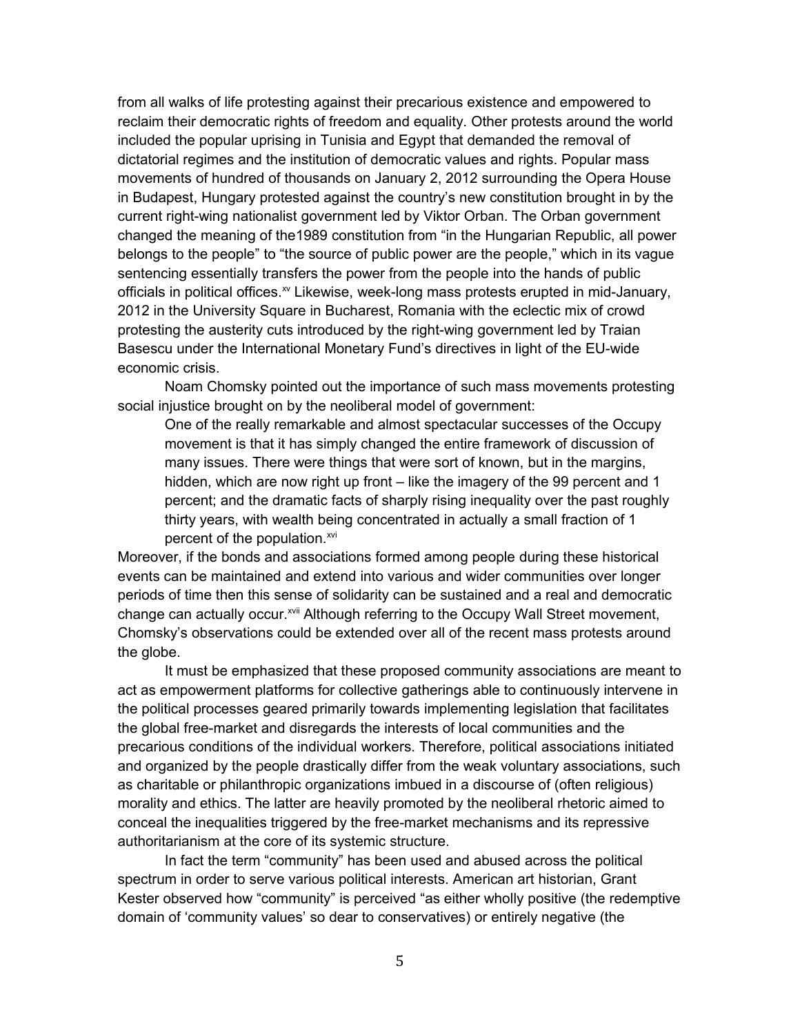from all walks of life protesting against their precarious existence and empowered to reclaim their democratic rights of freedom and equality. Other protests around the world included the popular uprising in Tunisia and Egypt that demanded the removal of dictatorial regimes and the institution of democratic values and rights. Popular mass movements of hundred of thousands on January 2, 2012 surrounding the Opera House in Budapest, Hungary protested against the country's new constitution brought in by the current right-wing nationalist government led by Viktor Orban. The Orban government changed the meaning of the1989 constitution from "in the Hungarian Republic, all power belongs to the people" to "the source of public power are the people," which in its vague sentencing essentially transfers the power from the people into the hands of public officials in political offices.[xv] Likewise, week-long mass protests erupted in mid-January, 2012 in the University Square in Bucharest, Romania with the eclectic mix of crowd protesting the austerity cuts introduced by the right-wing government led by Traian Basescu under the International Monetary Fund's directives in light of the EU-wide economic crisis.

Noam Chomsky pointed out the importance of such mass movements protesting social injustice brought on by the neoliberal model of government:

> One of the really remarkable and almost spectacular successes of the Occupy movement is that it has simply changed the entire framework of discussion of many issues. There were things that were sort of known, but in the margins, hidden, which are now right up front – like the imagery of the 99 percent and 1 percent; and the dramatic facts of sharply rising inequality over the past roughly thirty years, with wealth being concentrated in actually a small fraction of 1 percent of the population.[xvi]

Moreover, if the bonds and associations formed among people during these historical events can be maintained and extend into various and wider communities over longer periods of time then this sense of solidarity can be sustained and a real and democratic change can actually occur.[xvii] Although referring to the Occupy Wall Street movement, Chomsky's observations could be extended over all of the recent mass protests around the globe.

It must be emphasized that these proposed community associations are meant to act as empowerment platforms for collective gatherings able to continuously intervene in the political processes geared primarily towards implementing legislation that facilitates the global free-market and disregards the interests of local communities and the precarious conditions of the individual workers. Therefore, political associations initiated and organized by the people drastically differ from the weak voluntary associations, such as charitable or philanthropic organizations imbued in a discourse of (often religious) morality and ethics. The latter are heavily promoted by the neoliberal rhetoric aimed to conceal the inequalities triggered by the free-market mechanisms and its repressive authoritarianism at the core of its systemic structure.

In fact the term "community" has been used and abused across the political spectrum in order to serve various political interests. American art historian, Grant Kester observed how "community" is perceived "as either wholly positive (the redemptive domain of 'community values' so dear to conservatives) or entirely negative (the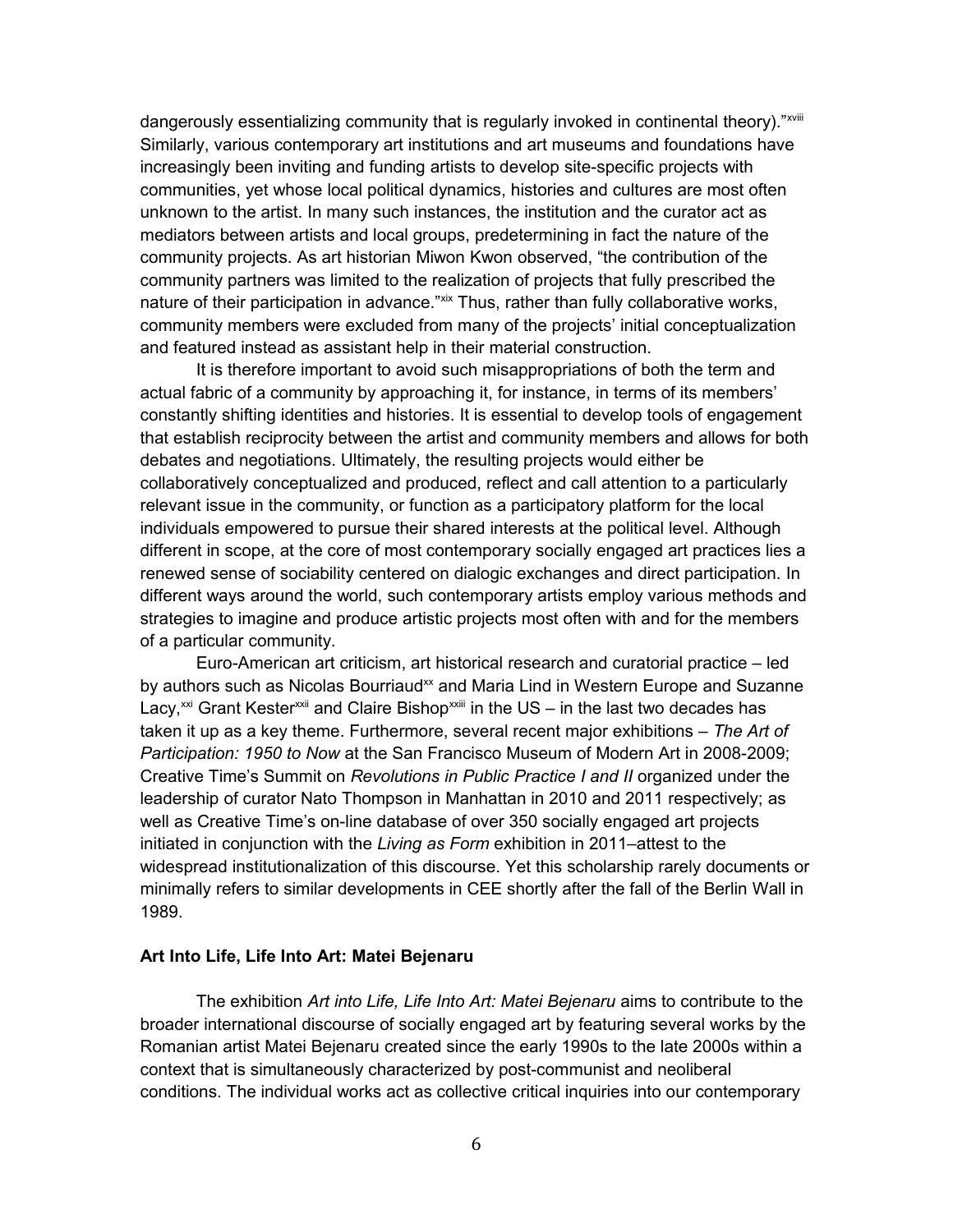dangerously essentializing community that is regularly invoked in continental theory)."[xviii] Similarly, various contemporary art institutions and art museums and foundations have increasingly been inviting and funding artists to develop site-specific projects with communities, yet whose local political dynamics, histories and cultures are most often unknown to the artist. In many such instances, the institution and the curator act as mediators between artists and local groups, predetermining in fact the nature of the community projects. As art historian Miwon Kwon observed, "the contribution of the community partners was limited to the realization of projects that fully prescribed the nature of their participation in advance."[xix] Thus, rather than fully collaborative works, community members were excluded from many of the projects' initial conceptualization and featured instead as assistant help in their material construction.

It is therefore important to avoid such misappropriations of both the term and actual fabric of a community by approaching it, for instance, in terms of its members' constantly shifting identities and histories. It is essential to develop tools of engagement that establish reciprocity between the artist and community members and allows for both debates and negotiations. Ultimately, the resulting projects would either be collaboratively conceptualized and produced, reflect and call attention to a particularly relevant issue in the community, or function as a participatory platform for the local individuals empowered to pursue their shared interests at the political level. Although different in scope, at the core of most contemporary socially engaged art practices lies a renewed sense of sociability centered on dialogic exchanges and direct participation. In different ways around the world, such contemporary artists employ various methods and strategies to imagine and produce artistic projects most often with and for the members of a particular community.

Euro-American art criticism, art historical research and curatorial practice – led by authors such as Nicolas Bourriaud[xx] and Maria Lind in Western Europe and Suzanne Lacy,[xxi] Grant Kester[xxii] and Claire Bishop[xxiii] in the US – in the last two decades has taken it up as a key theme. Furthermore, several recent major exhibitions – *The Art of Participation: 1950 to Now* at the San Francisco Museum of Modern Art in 2008-2009; Creative Time's Summit on *Revolutions in Public Practice I and II* organized under the leadership of curator Nato Thompson in Manhattan in 2010 and 2011 respectively; as well as Creative Time's on-line database of over 350 socially engaged art projects initiated in conjunction with the *Living as Form* exhibition in 2011–attest to the widespread institutionalization of this discourse. Yet this scholarship rarely documents or minimally refers to similar developments in CEE shortly after the fall of the Berlin Wall in 1989.

## Art Into Life, Life Into Art: Matei Bejenaru

The exhibition *Art into Life, Life Into Art: Matei Bejenaru* aims to contribute to the broader international discourse of socially engaged art by featuring several works by the Romanian artist Matei Bejenaru created since the early 1990s to the late 2000s within a context that is simultaneously characterized by post-communist and neoliberal conditions. The individual works act as collective critical inquiries into our contemporary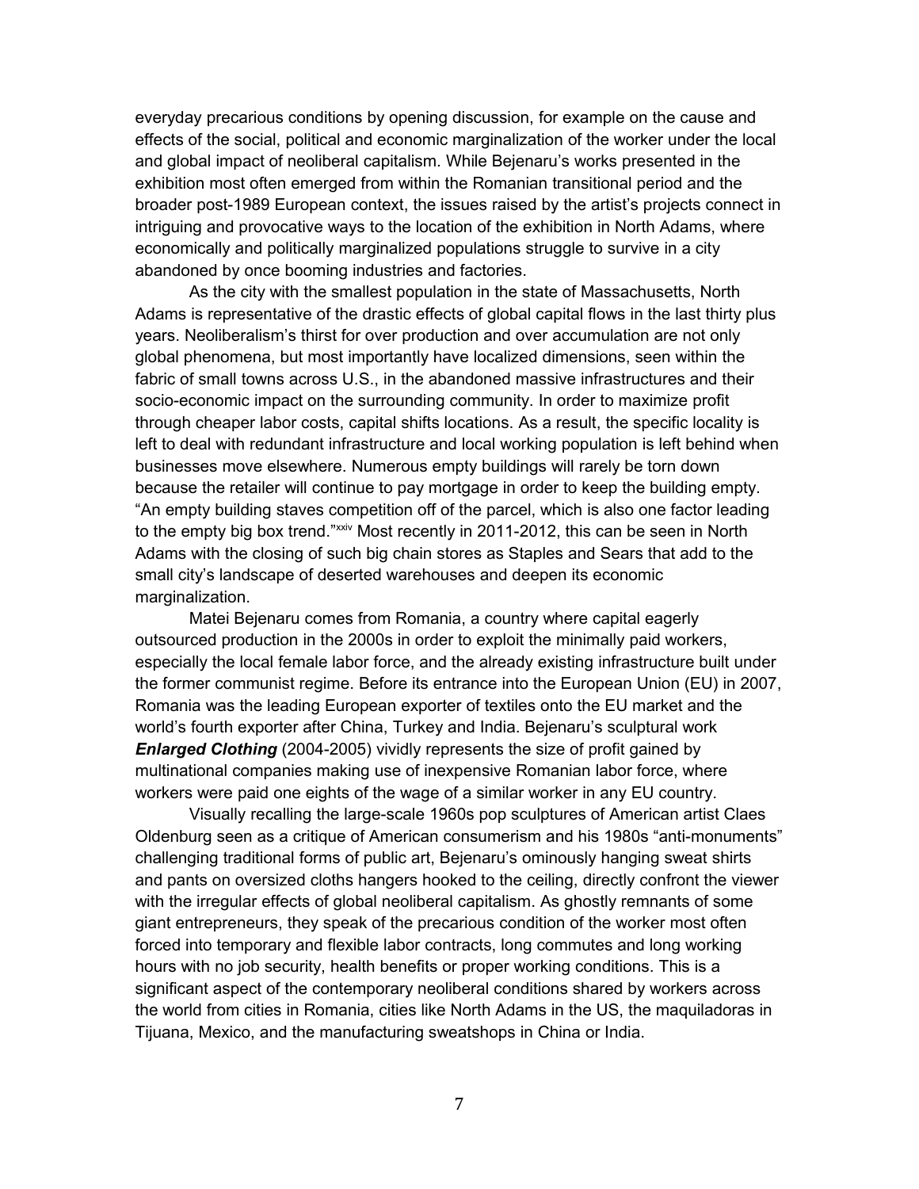everyday precarious conditions by opening discussion, for example on the cause and effects of the social, political and economic marginalization of the worker under the local and global impact of neoliberal capitalism. While Bejenaru's works presented in the exhibition most often emerged from within the Romanian transitional period and the broader post-1989 European context, the issues raised by the artist's projects connect in intriguing and provocative ways to the location of the exhibition in North Adams, where economically and politically marginalized populations struggle to survive in a city abandoned by once booming industries and factories.

As the city with the smallest population in the state of Massachusetts, North Adams is representative of the drastic effects of global capital flows in the last thirty plus years. Neoliberalism's thirst for over production and over accumulation are not only global phenomena, but most importantly have localized dimensions, seen within the fabric of small towns across U.S., in the abandoned massive infrastructures and their socio-economic impact on the surrounding community. In order to maximize profit through cheaper labor costs, capital shifts locations. As a result, the specific locality is left to deal with redundant infrastructure and local working population is left behind when businesses move elsewhere. Numerous empty buildings will rarely be torn down because the retailer will continue to pay mortgage in order to keep the building empty. "An empty building staves competition off of the parcel, which is also one factor leading to the empty big box trend."[xxiv] Most recently in 2011-2012, this can be seen in North Adams with the closing of such big chain stores as Staples and Sears that add to the small city's landscape of deserted warehouses and deepen its economic marginalization.

Matei Bejenaru comes from Romania, a country where capital eagerly outsourced production in the 2000s in order to exploit the minimally paid workers, especially the local female labor force, and the already existing infrastructure built under the former communist regime. Before its entrance into the European Union (EU) in 2007, Romania was the leading European exporter of textiles onto the EU market and the world's fourth exporter after China, Turkey and India. Bejenaru's sculptural work ***Enlarged Clothing*** (2004-2005) vividly represents the size of profit gained by multinational companies making use of inexpensive Romanian labor force, where workers were paid one eights of the wage of a similar worker in any EU country.

Visually recalling the large-scale 1960s pop sculptures of American artist Claes Oldenburg seen as a critique of American consumerism and his 1980s "anti-monuments" challenging traditional forms of public art, Bejenaru's ominously hanging sweat shirts and pants on oversized cloths hangers hooked to the ceiling, directly confront the viewer with the irregular effects of global neoliberal capitalism. As ghostly remnants of some giant entrepreneurs, they speak of the precarious condition of the worker most often forced into temporary and flexible labor contracts, long commutes and long working hours with no job security, health benefits or proper working conditions. This is a significant aspect of the contemporary neoliberal conditions shared by workers across the world from cities in Romania, cities like North Adams in the US, the maquiladoras in Tijuana, Mexico, and the manufacturing sweatshops in China or India.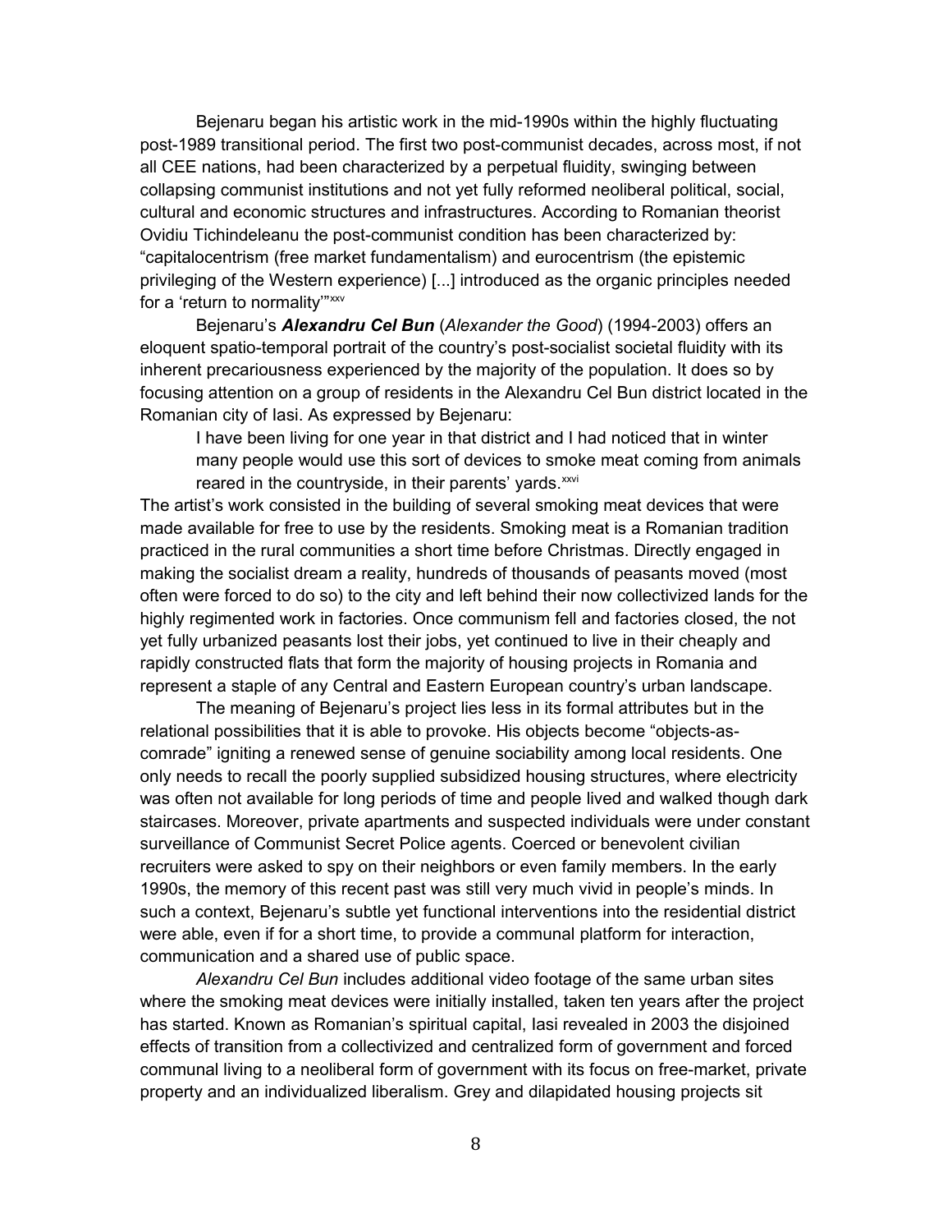Bejenaru began his artistic work in the mid-1990s within the highly fluctuating post-1989 transitional period. The first two post-communist decades, across most, if not all CEE nations, had been characterized by a perpetual fluidity, swinging between collapsing communist institutions and not yet fully reformed neoliberal political, social, cultural and economic structures and infrastructures. According to Romanian theorist Ovidiu Tichindeleanu the post-communist condition has been characterized by: "capitalocentrism (free market fundamentalism) and eurocentrism (the epistemic privileging of the Western experience) [...] introduced as the organic principles needed for a 'return to normality'"[xxv]

Bejenaru's ***Alexandru Cel Bun*** (*Alexander the Good*) (1994-2003) offers an eloquent spatio-temporal portrait of the country's post-socialist societal fluidity with its inherent precariousness experienced by the majority of the population. It does so by focusing attention on a group of residents in the Alexandru Cel Bun district located in the Romanian city of Iasi. As expressed by Bejenaru:

> I have been living for one year in that district and I had noticed that in winter many people would use this sort of devices to smoke meat coming from animals reared in the countryside, in their parents' yards.[xxvi]

The artist's work consisted in the building of several smoking meat devices that were made available for free to use by the residents. Smoking meat is a Romanian tradition practiced in the rural communities a short time before Christmas. Directly engaged in making the socialist dream a reality, hundreds of thousands of peasants moved (most often were forced to do so) to the city and left behind their now collectivized lands for the highly regimented work in factories. Once communism fell and factories closed, the not yet fully urbanized peasants lost their jobs, yet continued to live in their cheaply and rapidly constructed flats that form the majority of housing projects in Romania and represent a staple of any Central and Eastern European country's urban landscape.

The meaning of Bejenaru's project lies less in its formal attributes but in the relational possibilities that it is able to provoke. His objects become "objects-as-comrade" igniting a renewed sense of genuine sociability among local residents. One only needs to recall the poorly supplied subsidized housing structures, where electricity was often not available for long periods of time and people lived and walked though dark staircases. Moreover, private apartments and suspected individuals were under constant surveillance of Communist Secret Police agents. Coerced or benevolent civilian recruiters were asked to spy on their neighbors or even family members. In the early 1990s, the memory of this recent past was still very much vivid in people's minds. In such a context, Bejenaru's subtle yet functional interventions into the residential district were able, even if for a short time, to provide a communal platform for interaction, communication and a shared use of public space.

*Alexandru Cel Bun* includes additional video footage of the same urban sites where the smoking meat devices were initially installed, taken ten years after the project has started. Known as Romanian's spiritual capital, Iasi revealed in 2003 the disjoined effects of transition from a collectivized and centralized form of government and forced communal living to a neoliberal form of government with its focus on free-market, private property and an individualized liberalism. Grey and dilapidated housing projects sit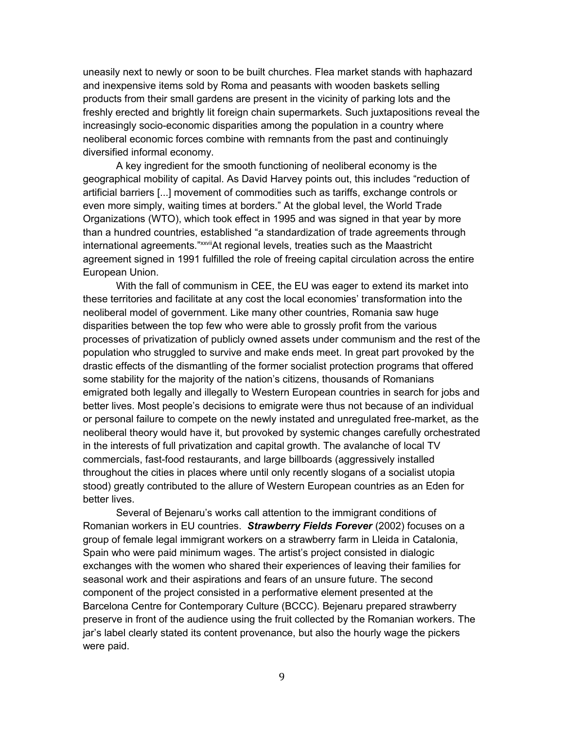uneasily next to newly or soon to be built churches. Flea market stands with haphazard and inexpensive items sold by Roma and peasants with wooden baskets selling products from their small gardens are present in the vicinity of parking lots and the freshly erected and brightly lit foreign chain supermarkets. Such juxtapositions reveal the increasingly socio-economic disparities among the population in a country where neoliberal economic forces combine with remnants from the past and continuingly diversified informal economy.

A key ingredient for the smooth functioning of neoliberal economy is the geographical mobility of capital. As David Harvey points out, this includes "reduction of artificial barriers [...] movement of commodities such as tariffs, exchange controls or even more simply, waiting times at borders." At the global level, the World Trade Organizations (WTO), which took effect in 1995 and was signed in that year by more than a hundred countries, established "a standardization of trade agreements through international agreements."[xxvii] At regional levels, treaties such as the Maastricht agreement signed in 1991 fulfilled the role of freeing capital circulation across the entire European Union.

With the fall of communism in CEE, the EU was eager to extend its market into these territories and facilitate at any cost the local economies' transformation into the neoliberal model of government. Like many other countries, Romania saw huge disparities between the top few who were able to grossly profit from the various processes of privatization of publicly owned assets under communism and the rest of the population who struggled to survive and make ends meet. In great part provoked by the drastic effects of the dismantling of the former socialist protection programs that offered some stability for the majority of the nation's citizens, thousands of Romanians emigrated both legally and illegally to Western European countries in search for jobs and better lives. Most people's decisions to emigrate were thus not because of an individual or personal failure to compete on the newly instated and unregulated free-market, as the neoliberal theory would have it, but provoked by systemic changes carefully orchestrated in the interests of full privatization and capital growth. The avalanche of local TV commercials, fast-food restaurants, and large billboards (aggressively installed throughout the cities in places where until only recently slogans of a socialist utopia stood) greatly contributed to the allure of Western European countries as an Eden for better lives.

Several of Bejenaru's works call attention to the immigrant conditions of Romanian workers in EU countries. ***Strawberry Fields Forever*** (2002) focuses on a group of female legal immigrant workers on a strawberry farm in Lleida in Catalonia, Spain who were paid minimum wages. The artist's project consisted in dialogic exchanges with the women who shared their experiences of leaving their families for seasonal work and their aspirations and fears of an unsure future. The second component of the project consisted in a performative element presented at the Barcelona Centre for Contemporary Culture (BCCC). Bejenaru prepared strawberry preserve in front of the audience using the fruit collected by the Romanian workers. The jar's label clearly stated its content provenance, but also the hourly wage the pickers were paid.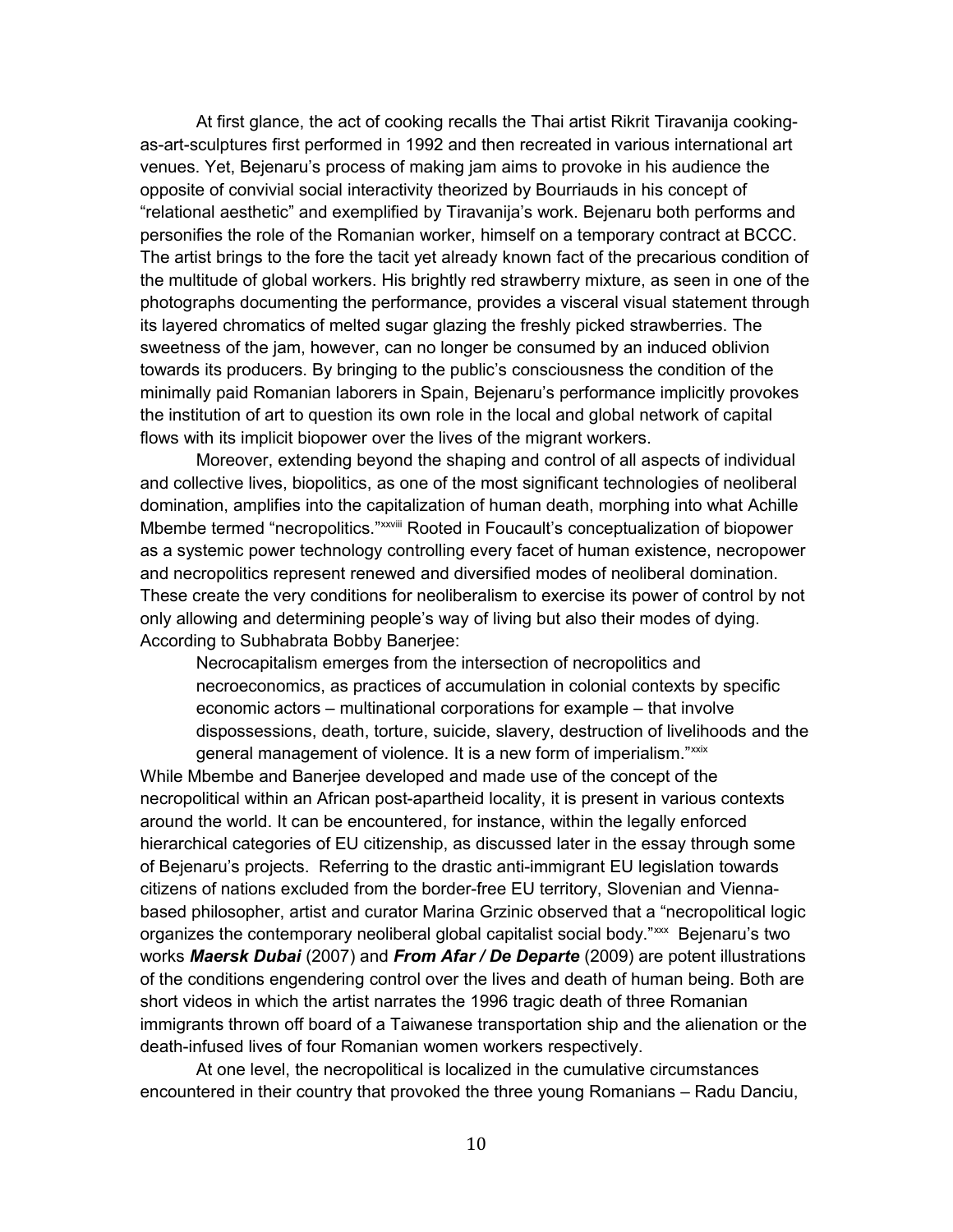At first glance, the act of cooking recalls the Thai artist Rikrit Tiravanija cooking-as-art-sculptures first performed in 1992 and then recreated in various international art venues. Yet, Bejenaru's process of making jam aims to provoke in his audience the opposite of convivial social interactivity theorized by Bourriauds in his concept of "relational aesthetic" and exemplified by Tiravanija's work. Bejenaru both performs and personifies the role of the Romanian worker, himself on a temporary contract at BCCC. The artist brings to the fore the tacit yet already known fact of the precarious condition of the multitude of global workers. His brightly red strawberry mixture, as seen in one of the photographs documenting the performance, provides a visceral visual statement through its layered chromatics of melted sugar glazing the freshly picked strawberries. The sweetness of the jam, however, can no longer be consumed by an induced oblivion towards its producers. By bringing to the public's consciousness the condition of the minimally paid Romanian laborers in Spain, Bejenaru's performance implicitly provokes the institution of art to question its own role in the local and global network of capital flows with its implicit biopower over the lives of the migrant workers.

Moreover, extending beyond the shaping and control of all aspects of individual and collective lives, biopolitics, as one of the most significant technologies of neoliberal domination, amplifies into the capitalization of human death, morphing into what Achille Mbembe termed "necropolitics."[xxviii] Rooted in Foucault's conceptualization of biopower as a systemic power technology controlling every facet of human existence, necropower and necropolitics represent renewed and diversified modes of neoliberal domination. These create the very conditions for neoliberalism to exercise its power of control by not only allowing and determining people's way of living but also their modes of dying. According to Subhabrata Bobby Banerjee:

> Necrocapitalism emerges from the intersection of necropolitics and necroeconomics, as practices of accumulation in colonial contexts by specific economic actors – multinational corporations for example – that involve dispossessions, death, torture, suicide, slavery, destruction of livelihoods and the general management of violence. It is a new form of imperialism."[xxix]

While Mbembe and Banerjee developed and made use of the concept of the necropolitical within an African post-apartheid locality, it is present in various contexts around the world. It can be encountered, for instance, within the legally enforced hierarchical categories of EU citizenship, as discussed later in the essay through some of Bejenaru's projects. Referring to the drastic anti-immigrant EU legislation towards citizens of nations excluded from the border-free EU territory, Slovenian and Vienna-based philosopher, artist and curator Marina Grzinic observed that a "necropolitical logic organizes the contemporary neoliberal global capitalist social body."[xxx] Bejenaru's two works ***Maersk Dubai*** (2007) and ***From Afar / De Departe*** (2009) are potent illustrations of the conditions engendering control over the lives and death of human being. Both are short videos in which the artist narrates the 1996 tragic death of three Romanian immigrants thrown off board of a Taiwanese transportation ship and the alienation or the death-infused lives of four Romanian women workers respectively.

At one level, the necropolitical is localized in the cumulative circumstances encountered in their country that provoked the three young Romanians – Radu Danciu,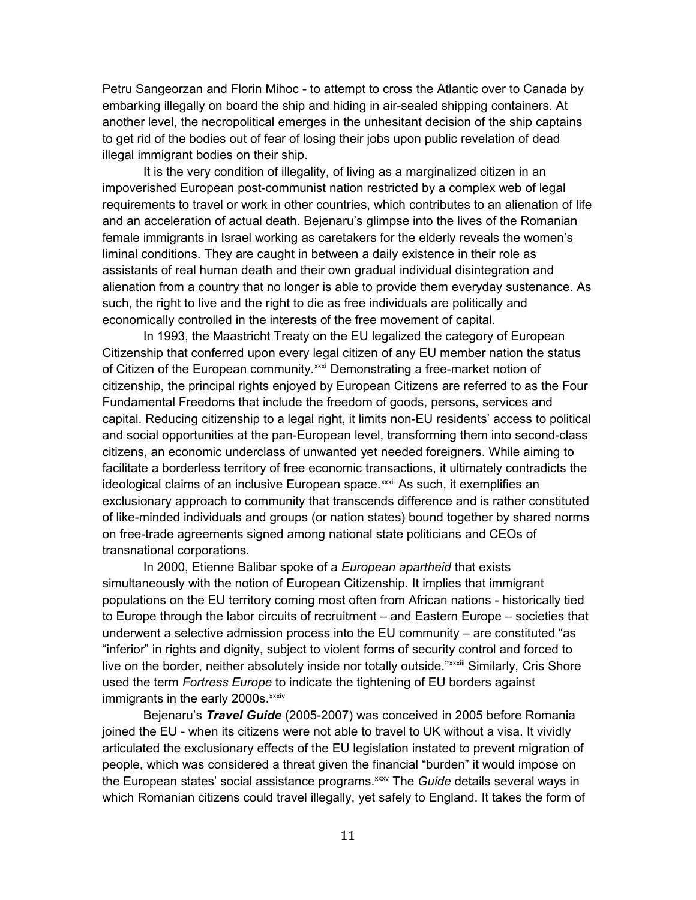Petru Sangeorzan and Florin Mihoc - to attempt to cross the Atlantic over to Canada by embarking illegally on board the ship and hiding in air-sealed shipping containers. At another level, the necropolitical emerges in the unhesitant decision of the ship captains to get rid of the bodies out of fear of losing their jobs upon public revelation of dead illegal immigrant bodies on their ship.

It is the very condition of illegality, of living as a marginalized citizen in an impoverished European post-communist nation restricted by a complex web of legal requirements to travel or work in other countries, which contributes to an alienation of life and an acceleration of actual death. Bejenaru's glimpse into the lives of the Romanian female immigrants in Israel working as caretakers for the elderly reveals the women's liminal conditions. They are caught in between a daily existence in their role as assistants of real human death and their own gradual individual disintegration and alienation from a country that no longer is able to provide them everyday sustenance. As such, the right to live and the right to die as free individuals are politically and economically controlled in the interests of the free movement of capital.

In 1993, the Maastricht Treaty on the EU legalized the category of European Citizenship that conferred upon every legal citizen of any EU member nation the status of Citizen of the European community.[xxxi] Demonstrating a free-market notion of citizenship, the principal rights enjoyed by European Citizens are referred to as the Four Fundamental Freedoms that include the freedom of goods, persons, services and capital. Reducing citizenship to a legal right, it limits non-EU residents' access to political and social opportunities at the pan-European level, transforming them into second-class citizens, an economic underclass of unwanted yet needed foreigners. While aiming to facilitate a borderless territory of free economic transactions, it ultimately contradicts the ideological claims of an inclusive European space.[xxxii] As such, it exemplifies an exclusionary approach to community that transcends difference and is rather constituted of like-minded individuals and groups (or nation states) bound together by shared norms on free-trade agreements signed among national state politicians and CEOs of transnational corporations.

In 2000, Etienne Balibar spoke of a *European apartheid* that exists simultaneously with the notion of European Citizenship. It implies that immigrant populations on the EU territory coming most often from African nations - historically tied to Europe through the labor circuits of recruitment – and Eastern Europe – societies that underwent a selective admission process into the EU community – are constituted "as "inferior" in rights and dignity, subject to violent forms of security control and forced to live on the border, neither absolutely inside nor totally outside."[xxxiii] Similarly, Cris Shore used the term *Fortress Europe* to indicate the tightening of EU borders against immigrants in the early 2000s.[xxxiv]

Bejenaru's ***Travel Guide*** (2005-2007) was conceived in 2005 before Romania joined the EU - when its citizens were not able to travel to UK without a visa. It vividly articulated the exclusionary effects of the EU legislation instated to prevent migration of people, which was considered a threat given the financial "burden" it would impose on the European states' social assistance programs.[xxxv] The *Guide* details several ways in which Romanian citizens could travel illegally, yet safely to England. It takes the form of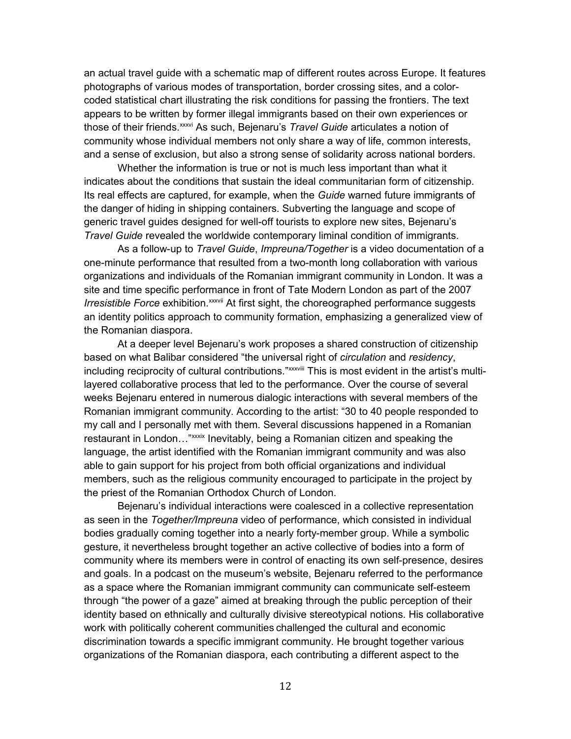an actual travel guide with a schematic map of different routes across Europe. It features photographs of various modes of transportation, border crossing sites, and a color-coded statistical chart illustrating the risk conditions for passing the frontiers. The text appears to be written by former illegal immigrants based on their own experiences or those of their friends.[xxxvi] As such, Bejenaru's *Travel Guide* articulates a notion of community whose individual members not only share a way of life, common interests, and a sense of exclusion, but also a strong sense of solidarity across national borders.

Whether the information is true or not is much less important than what it indicates about the conditions that sustain the ideal communitarian form of citizenship. Its real effects are captured, for example, when the *Guide* warned future immigrants of the danger of hiding in shipping containers. Subverting the language and scope of generic travel guides designed for well-off tourists to explore new sites, Bejenaru's *Travel Guide* revealed the worldwide contemporary liminal condition of immigrants.

As a follow-up to *Travel Guide*, *Impreuna/Together* is a video documentation of a one-minute performance that resulted from a two-month long collaboration with various organizations and individuals of the Romanian immigrant community in London. It was a site and time specific performance in front of Tate Modern London as part of the 2007 *Irresistible Force* exhibition.[xxxvii] At first sight, the choreographed performance suggests an identity politics approach to community formation, emphasizing a generalized view of the Romanian diaspora.

At a deeper level Bejenaru's work proposes a shared construction of citizenship based on what Balibar considered "the universal right of *circulation* and *residency*, including reciprocity of cultural contributions."[xxxviii] This is most evident in the artist's multi-layered collaborative process that led to the performance. Over the course of several weeks Bejenaru entered in numerous dialogic interactions with several members of the Romanian immigrant community. According to the artist: "30 to 40 people responded to my call and I personally met with them. Several discussions happened in a Romanian restaurant in London…"[xxxix] Inevitably, being a Romanian citizen and speaking the language, the artist identified with the Romanian immigrant community and was also able to gain support for his project from both official organizations and individual members, such as the religious community encouraged to participate in the project by the priest of the Romanian Orthodox Church of London.

Bejenaru's individual interactions were coalesced in a collective representation as seen in the *Together/Impreuna* video of performance, which consisted in individual bodies gradually coming together into a nearly forty-member group. While a symbolic gesture, it nevertheless brought together an active collective of bodies into a form of community where its members were in control of enacting its own self-presence, desires and goals. In a podcast on the museum's website, Bejenaru referred to the performance as a space where the Romanian immigrant community can communicate self-esteem through "the power of a gaze" aimed at breaking through the public perception of their identity based on ethnically and culturally divisive stereotypical notions. His collaborative work with politically coherent communities challenged the cultural and economic discrimination towards a specific immigrant community. He brought together various organizations of the Romanian diaspora, each contributing a different aspect to the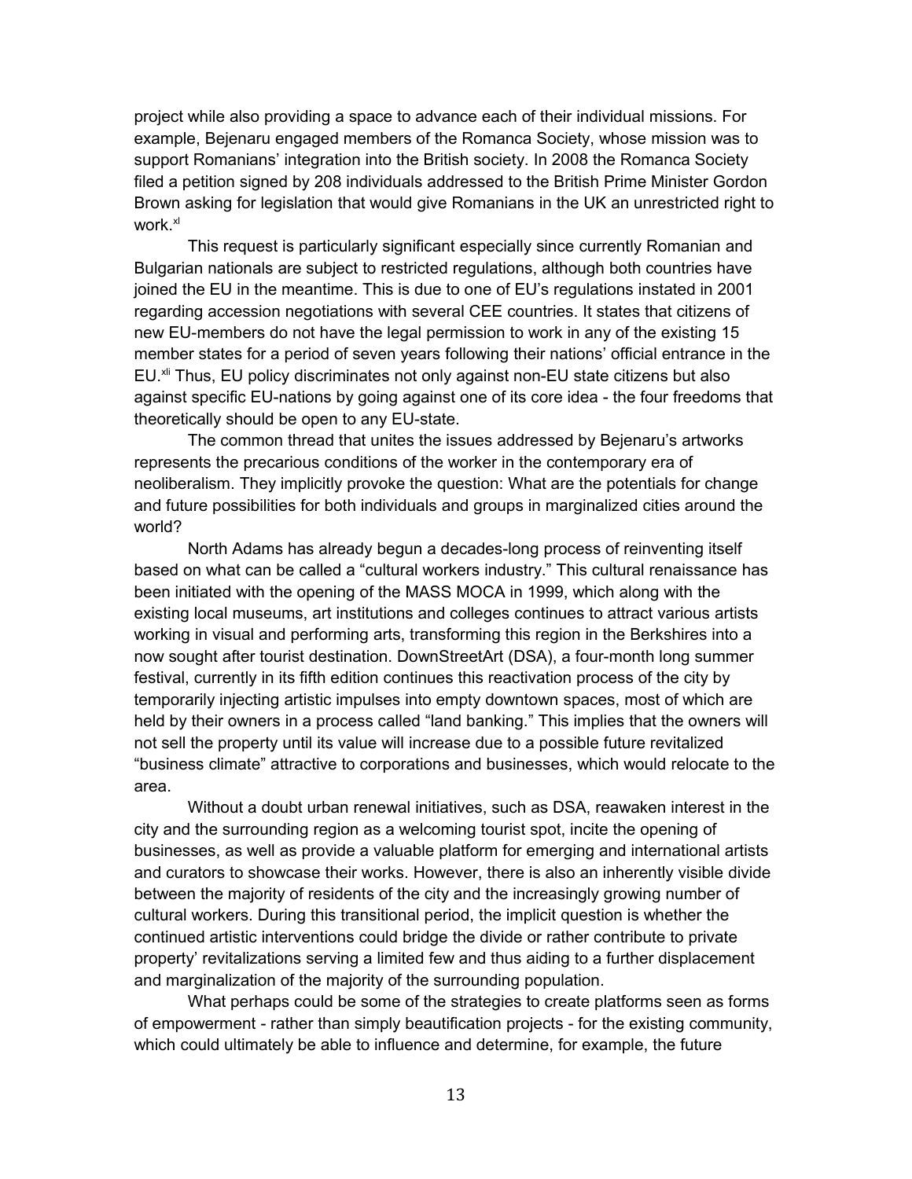project while also providing a space to advance each of their individual missions. For example, Bejenaru engaged members of the Romanca Society, whose mission was to support Romanians' integration into the British society. In 2008 the Romanca Society filed a petition signed by 208 individuals addressed to the British Prime Minister Gordon Brown asking for legislation that would give Romanians in the UK an unrestricted right to work.[xl]

This request is particularly significant especially since currently Romanian and Bulgarian nationals are subject to restricted regulations, although both countries have joined the EU in the meantime. This is due to one of EU's regulations instated in 2001 regarding accession negotiations with several CEE countries. It states that citizens of new EU-members do not have the legal permission to work in any of the existing 15 member states for a period of seven years following their nations' official entrance in the EU.[xli] Thus, EU policy discriminates not only against non-EU state citizens but also against specific EU-nations by going against one of its core idea - the four freedoms that theoretically should be open to any EU-state.

The common thread that unites the issues addressed by Bejenaru's artworks represents the precarious conditions of the worker in the contemporary era of neoliberalism. They implicitly provoke the question: What are the potentials for change and future possibilities for both individuals and groups in marginalized cities around the world?

North Adams has already begun a decades-long process of reinventing itself based on what can be called a "cultural workers industry." This cultural renaissance has been initiated with the opening of the MASS MOCA in 1999, which along with the existing local museums, art institutions and colleges continues to attract various artists working in visual and performing arts, transforming this region in the Berkshires into a now sought after tourist destination. DownStreetArt (DSA), a four-month long summer festival, currently in its fifth edition continues this reactivation process of the city by temporarily injecting artistic impulses into empty downtown spaces, most of which are held by their owners in a process called "land banking." This implies that the owners will not sell the property until its value will increase due to a possible future revitalized "business climate" attractive to corporations and businesses, which would relocate to the area.

Without a doubt urban renewal initiatives, such as DSA, reawaken interest in the city and the surrounding region as a welcoming tourist spot, incite the opening of businesses, as well as provide a valuable platform for emerging and international artists and curators to showcase their works. However, there is also an inherently visible divide between the majority of residents of the city and the increasingly growing number of cultural workers. During this transitional period, the implicit question is whether the continued artistic interventions could bridge the divide or rather contribute to private property' revitalizations serving a limited few and thus aiding to a further displacement and marginalization of the majority of the surrounding population.

What perhaps could be some of the strategies to create platforms seen as forms of empowerment - rather than simply beautification projects - for the existing community, which could ultimately be able to influence and determine, for example, the future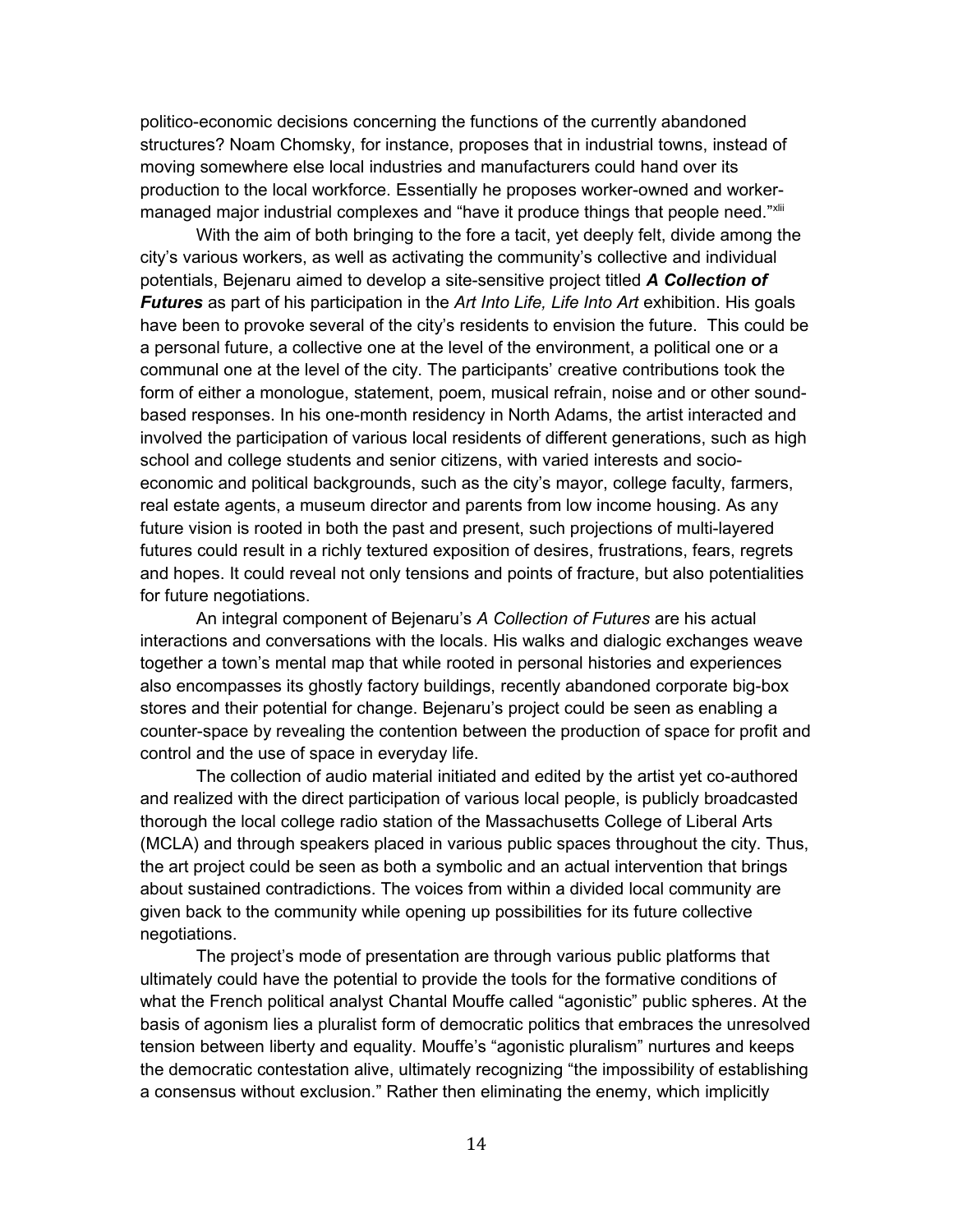politico-economic decisions concerning the functions of the currently abandoned structures? Noam Chomsky, for instance, proposes that in industrial towns, instead of moving somewhere else local industries and manufacturers could hand over its production to the local workforce. Essentially he proposes worker-owned and worker-managed major industrial complexes and "have it produce things that people need."[xlii]

With the aim of both bringing to the fore a tacit, yet deeply felt, divide among the city's various workers, as well as activating the community's collective and individual potentials, Bejenaru aimed to develop a site-sensitive project titled ***A Collection of Futures*** as part of his participation in the *Art Into Life, Life Into Art* exhibition. His goals have been to provoke several of the city's residents to envision the future. This could be a personal future, a collective one at the level of the environment, a political one or a communal one at the level of the city. The participants' creative contributions took the form of either a monologue, statement, poem, musical refrain, noise and or other sound-based responses. In his one-month residency in North Adams, the artist interacted and involved the participation of various local residents of different generations, such as high school and college students and senior citizens, with varied interests and socio-economic and political backgrounds, such as the city's mayor, college faculty, farmers, real estate agents, a museum director and parents from low income housing. As any future vision is rooted in both the past and present, such projections of multi-layered futures could result in a richly textured exposition of desires, frustrations, fears, regrets and hopes. It could reveal not only tensions and points of fracture, but also potentialities for future negotiations.

An integral component of Bejenaru's *A Collection of Futures* are his actual interactions and conversations with the locals. His walks and dialogic exchanges weave together a town's mental map that while rooted in personal histories and experiences also encompasses its ghostly factory buildings, recently abandoned corporate big-box stores and their potential for change. Bejenaru's project could be seen as enabling a counter-space by revealing the contention between the production of space for profit and control and the use of space in everyday life.

The collection of audio material initiated and edited by the artist yet co-authored and realized with the direct participation of various local people, is publicly broadcasted thorough the local college radio station of the Massachusetts College of Liberal Arts (MCLA) and through speakers placed in various public spaces throughout the city. Thus, the art project could be seen as both a symbolic and an actual intervention that brings about sustained contradictions. The voices from within a divided local community are given back to the community while opening up possibilities for its future collective negotiations.

The project's mode of presentation are through various public platforms that ultimately could have the potential to provide the tools for the formative conditions of what the French political analyst Chantal Mouffe called "agonistic" public spheres. At the basis of agonism lies a pluralist form of democratic politics that embraces the unresolved tension between liberty and equality. Mouffe's "agonistic pluralism" nurtures and keeps the democratic contestation alive, ultimately recognizing "the impossibility of establishing a consensus without exclusion." Rather then eliminating the enemy, which implicitly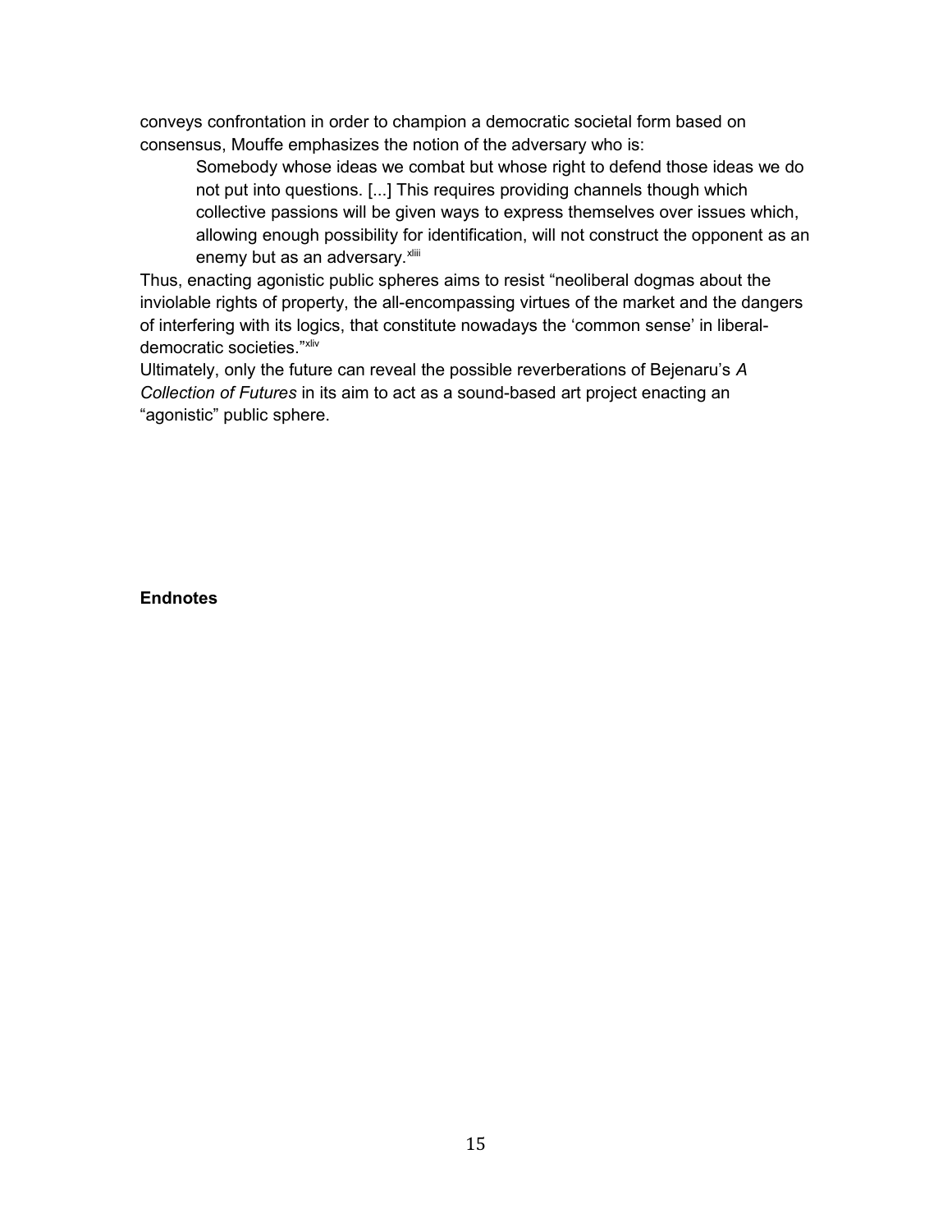conveys confrontation in order to champion a democratic societal form based on consensus, Mouffe emphasizes the notion of the adversary who is:

> Somebody whose ideas we combat but whose right to defend those ideas we do not put into questions. [...] This requires providing channels though which collective passions will be given ways to express themselves over issues which, allowing enough possibility for identification, will not construct the opponent as an enemy but as an adversary.[xliii]

Thus, enacting agonistic public spheres aims to resist "neoliberal dogmas about the inviolable rights of property, the all-encompassing virtues of the market and the dangers of interfering with its logics, that constitute nowadays the 'common sense' in liberal-democratic societies."[xliv]

Ultimately, only the future can reveal the possible reverberations of Bejenaru's *A Collection of Futures* in its aim to act as a sound-based art project enacting an "agonistic" public sphere.

**Endnotes**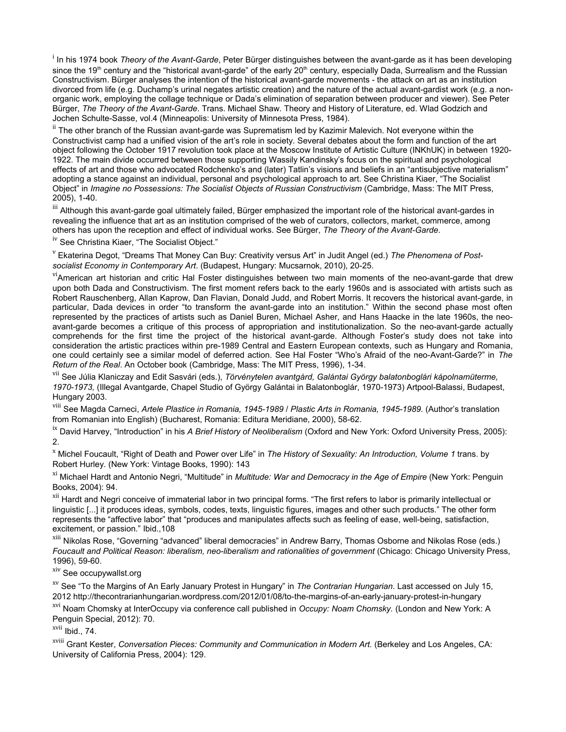[i] In his 1974 book *Theory of the Avant-Garde*, Peter Bürger distinguishes between the avant-garde as it has been developing since the 19th century and the "historical avant-garde" of the early 20th century, especially Dada, Surrealism and the Russian Constructivism. Bürger analyses the intention of the historical avant-garde movements - the attack on art as an institution divorced from life (e.g. Duchamp's urinal negates artistic creation) and the nature of the actual avant-gardist work (e.g. a non-organic work, employing the collage technique or Dada's elimination of separation between producer and viewer). See Peter Bürger, *The Theory of the Avant-Garde*. Trans. Michael Shaw. Theory and History of Literature, ed. Wlad Godzich and Jochen Schulte-Sasse, vol.4 (Minneapolis: University of Minnesota Press, 1984).

[ii] The other branch of the Russian avant-garde was Suprematism led by Kazimir Malevich. Not everyone within the Constructivist camp had a unified vision of the art's role in society. Several debates about the form and function of the art object following the October 1917 revolution took place at the Moscow Institute of Artistic Culture (INKhUK) in between 1920-1922. The main divide occurred between those supporting Wassily Kandinsky's focus on the spiritual and psychological effects of art and those who advocated Rodchenko's and (later) Tatlin's visions and beliefs in an "antisubjective materialism" adopting a stance against an individual, personal and psychological approach to art. See Christina Kiaer, "The Socialist Object" in *Imagine no Possessions: The Socialist Objects of Russian Constructivism* (Cambridge, Mass: The MIT Press, 2005), 1-40.

[iii] Although this avant-garde goal ultimately failed, Bürger emphasized the important role of the historical avant-gardes in revealing the influence that art as an institution comprised of the web of curators, collectors, market, commerce, among others has upon the reception and effect of individual works. See Bürger, *The Theory of the Avant-Garde*.

[iv] See Christina Kiaer, "The Socialist Object."

[v] Ekaterina Degot, "Dreams That Money Can Buy: Creativity versus Art" in Judit Angel (ed.) *The Phenomena of Post-socialist Economy in Contemporary Art*. (Budapest, Hungary: Mucsarnok, 2010), 20-25.

[vi] American art historian and critic Hal Foster distinguishes between two main moments of the neo-avant-garde that drew upon both Dada and Constructivism. The first moment refers back to the early 1960s and is associated with artists such as Robert Rauschenberg, Allan Kaprow, Dan Flavian, Donald Judd, and Robert Morris. It recovers the historical avant-garde, in particular, Dada devices in order "to transform the avant-garde into an institution." Within the second phase most often represented by the practices of artists such as Daniel Buren, Michael Asher, and Hans Haacke in the late 1960s, the neo-avant-garde becomes a critique of this process of appropriation and institutionalization. So the neo-avant-garde actually comprehends for the first time the project of the historical avant-garde. Although Foster's study does not take into consideration the artistic practices within pre-1989 Central and Eastern European contexts, such as Hungary and Romania, one could certainly see a similar model of deferred action. See Hal Foster "Who's Afraid of the neo-Avant-Garde?" in *The Return of the Real*. An October book (Cambridge, Mass: The MIT Press, 1996), 1-34.

[vii] See Júlia Klaniczay and Edit Sasvári (eds.), *Törvénytelen avantgárd, Galántai György balatonboglári kápolnamüterme, 1970-1973,* (Illegal Avantgarde, Chapel Studio of György Galántai in Balatonboglár, 1970-1973) Artpool-Balassi, Budapest, Hungary 2003.

[viii] See Magda Carneci, *Artele Plastice in Romania, 1945-1989* / *Plastic Arts in Romania, 1945-1989*. (Author's translation from Romanian into English) (Bucharest, Romania: Editura Meridiane, 2000), 58-62.

[ix] David Harvey, "Introduction" in his *A Brief History of Neoliberalism* (Oxford and New York: Oxford University Press, 2005): 2.

[x] Michel Foucault, "Right of Death and Power over Life" in *The History of Sexuality: An Introduction, Volume 1* trans. by Robert Hurley. (New York: Vintage Books, 1990): 143

[xi] Michael Hardt and Antonio Negri, "Multitude" in *Multitude: War and Democracy in the Age of Empire* (New York: Penguin Books, 2004): 94.

[xii] Hardt and Negri conceive of immaterial labor in two principal forms. "The first refers to labor is primarily intellectual or linguistic [...] it produces ideas, symbols, codes, texts, linguistic figures, images and other such products." The other form represents the "affective labor" that "produces and manipulates affects such as feeling of ease, well-being, satisfaction, excitement, or passion." Ibid.,108

[xiii] Nikolas Rose, "Governing "advanced" liberal democracies" in Andrew Barry, Thomas Osborne and Nikolas Rose (eds.) *Foucault and Political Reason: liberalism, neo-liberalism and rationalities of government* (Chicago: Chicago University Press, 1996), 59-60.

[xiv] See occupywallst.org

[xv] See "To the Margins of An Early January Protest in Hungary" in *The Contrarian Hungarian*. Last accessed on July 15, 2012 http://thecontrarianhungarian.wordpress.com/2012/01/08/to-the-margins-of-an-early-january-protest-in-hungary

[xvi] Noam Chomsky at InterOccupy via conference call published in *Occupy: Noam Chomsky.* (London and New York: A Penguin Special, 2012): 70.

[xvii] Ibid., 74.

[xviii] Grant Kester, *Conversation Pieces: Community and Communication in Modern Art.* (Berkeley and Los Angeles, CA: University of California Press, 2004): 129.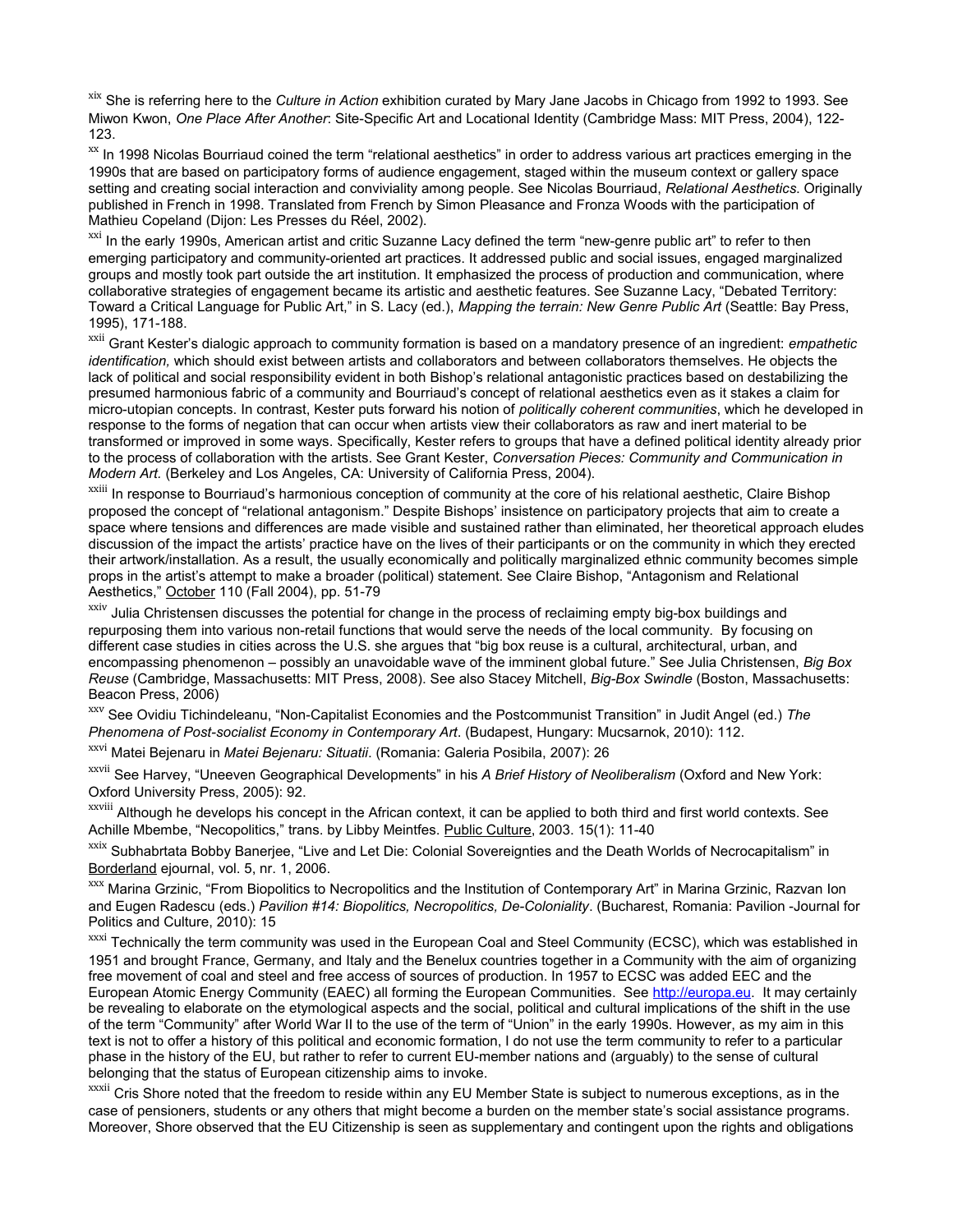[xix] She is referring here to the *Culture in Action* exhibition curated by Mary Jane Jacobs in Chicago from 1992 to 1993. See Miwon Kwon, *One Place After Another*: Site-Specific Art and Locational Identity (Cambridge Mass: MIT Press, 2004), 122-123.

[xx] In 1998 Nicolas Bourriaud coined the term "relational aesthetics" in order to address various art practices emerging in the 1990s that are based on participatory forms of audience engagement, staged within the museum context or gallery space setting and creating social interaction and conviviality among people. See Nicolas Bourriaud, *Relational Aesthetics*. Originally published in French in 1998. Translated from French by Simon Pleasance and Fronza Woods with the participation of Mathieu Copeland (Dijon: Les Presses du Réel, 2002).

[xxi] In the early 1990s, American artist and critic Suzanne Lacy defined the term "new-genre public art" to refer to then emerging participatory and community-oriented art practices. It addressed public and social issues, engaged marginalized groups and mostly took part outside the art institution. It emphasized the process of production and communication, where collaborative strategies of engagement became its artistic and aesthetic features. See Suzanne Lacy, "Debated Territory: Toward a Critical Language for Public Art," in S. Lacy (ed.), *Mapping the terrain: New Genre Public Art* (Seattle: Bay Press, 1995), 171-188.

[xxii] Grant Kester's dialogic approach to community formation is based on a mandatory presence of an ingredient: *empathetic identification,* which should exist between artists and collaborators and between collaborators themselves. He objects the lack of political and social responsibility evident in both Bishop's relational antagonistic practices based on destabilizing the presumed harmonious fabric of a community and Bourriaud's concept of relational aesthetics even as it stakes a claim for micro-utopian concepts. In contrast, Kester puts forward his notion of *politically coherent communities*, which he developed in response to the forms of negation that can occur when artists view their collaborators as raw and inert material to be transformed or improved in some ways. Specifically, Kester refers to groups that have a defined political identity already prior to the process of collaboration with the artists. See Grant Kester, *Conversation Pieces: Community and Communication in Modern Art.* (Berkeley and Los Angeles, CA: University of California Press, 2004).

[xxiii] In response to Bourriaud's harmonious conception of community at the core of his relational aesthetic, Claire Bishop proposed the concept of "relational antagonism." Despite Bishops' insistence on participatory projects that aim to create a space where tensions and differences are made visible and sustained rather than eliminated, her theoretical approach eludes discussion of the impact the artists' practice have on the lives of their participants or on the community in which they erected their artwork/installation. As a result, the usually economically and politically marginalized ethnic community becomes simple props in the artist's attempt to make a broader (political) statement. See Claire Bishop, "Antagonism and Relational Aesthetics," October 110 (Fall 2004), pp. 51-79

[xxiv] Julia Christensen discusses the potential for change in the process of reclaiming empty big-box buildings and repurposing them into various non-retail functions that would serve the needs of the local community. By focusing on different case studies in cities across the U.S. she argues that "big box reuse is a cultural, architectural, urban, and encompassing phenomenon – possibly an unavoidable wave of the imminent global future." See Julia Christensen, *Big Box Reuse* (Cambridge, Massachusetts: MIT Press, 2008). See also Stacey Mitchell, *Big-Box Swindle* (Boston, Massachusetts: Beacon Press, 2006)

[xxv] See Ovidiu Tichindeleanu, "Non-Capitalist Economies and the Postcommunist Transition" in Judit Angel (ed.) *The Phenomena of Post-socialist Economy in Contemporary Art*. (Budapest, Hungary: Mucsarnok, 2010): 112.

[xxvi] Matei Bejenaru in *Matei Bejenaru: Situatii*. (Romania: Galeria Posibila, 2007): 26

[xxvii] See Harvey, "Uneeven Geographical Developments" in his *A Brief History of Neoliberalism* (Oxford and New York: Oxford University Press, 2005): 92.

[xxviii] Although he develops his concept in the African context, it can be applied to both third and first world contexts. See Achille Mbembe, "Necopolitics," trans. by Libby Meintfes. Public Culture, 2003. 15(1): 11-40

[xxix] Subhabrtata Bobby Banerjee, "Live and Let Die: Colonial Sovereignties and the Death Worlds of Necrocapitalism" in Borderland ejournal, vol. 5, nr. 1, 2006.

[xxx] Marina Grzinic, "From Biopolitics to Necropolitics and the Institution of Contemporary Art" in Marina Grzinic, Razvan Ion and Eugen Radescu (eds.) *Pavilion #14: Biopolitics, Necropolitics, De-Coloniality*. (Bucharest, Romania: Pavilion -Journal for Politics and Culture, 2010): 15

[xxxi] Technically the term community was used in the European Coal and Steel Community (ECSC), which was established in 1951 and brought France, Germany, and Italy and the Benelux countries together in a Community with the aim of organizing free movement of coal and steel and free access of sources of production. In 1957 to ECSC was added EEC and the European Atomic Energy Community (EAEC) all forming the European Communities. See http://europa.eu. It may certainly be revealing to elaborate on the etymological aspects and the social, political and cultural implications of the shift in the use of the term "Community" after World War II to the use of the term of "Union" in the early 1990s. However, as my aim in this text is not to offer a history of this political and economic formation, I do not use the term community to refer to a particular phase in the history of the EU, but rather to refer to current EU-member nations and (arguably) to the sense of cultural belonging that the status of European citizenship aims to invoke.

[xxxii] Cris Shore noted that the freedom to reside within any EU Member State is subject to numerous exceptions, as in the case of pensioners, students or any others that might become a burden on the member state's social assistance programs. Moreover, Shore observed that the EU Citizenship is seen as supplementary and contingent upon the rights and obligations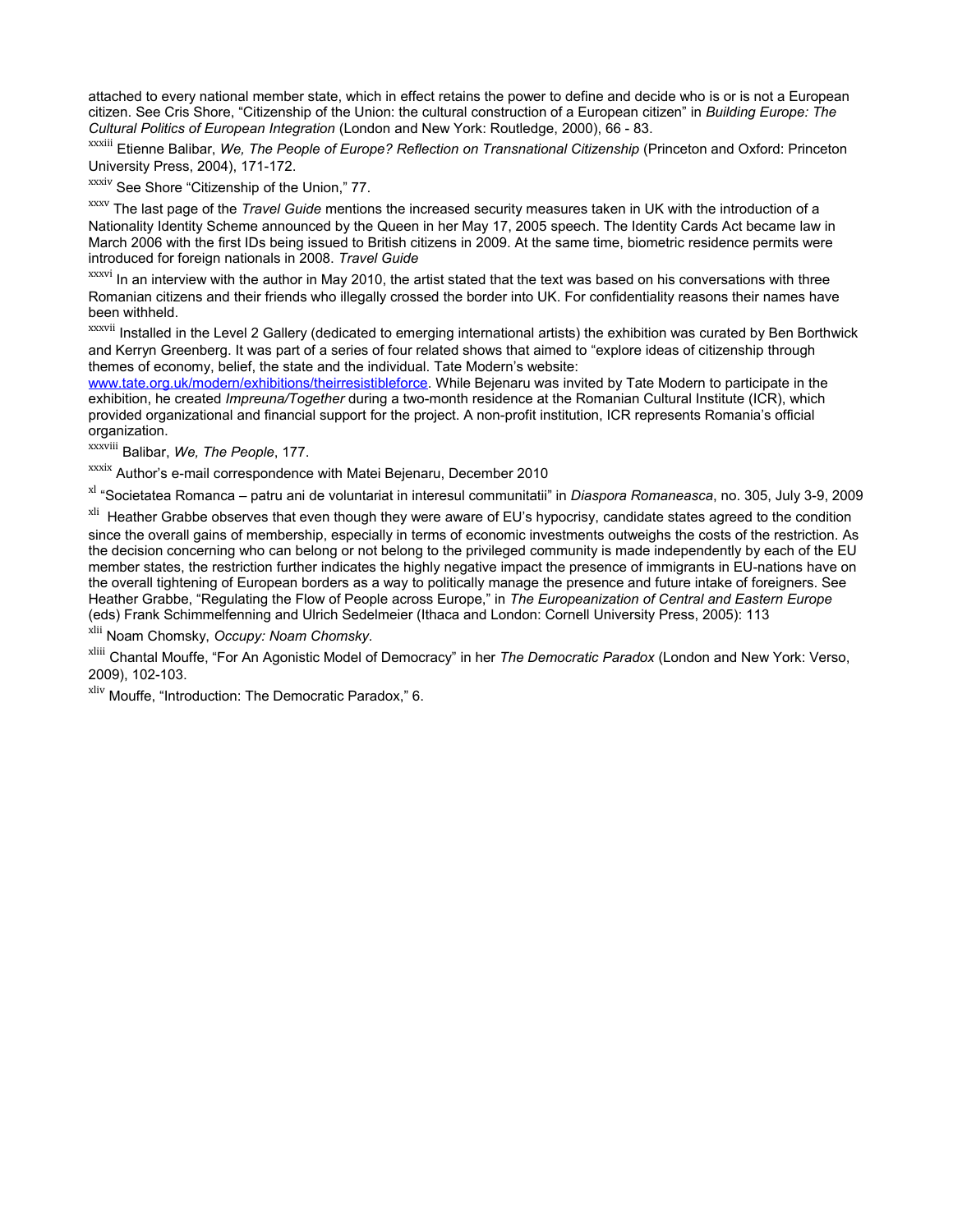attached to every national member state, which in effect retains the power to define and decide who is or is not a European citizen. See Cris Shore, "Citizenship of the Union: the cultural construction of a European citizen" in *Building Europe: The Cultural Politics of European Integration* (London and New York: Routledge, 2000), 66 - 83.

[xxxiii] Etienne Balibar, *We, The People of Europe? Reflection on Transnational Citizenship* (Princeton and Oxford: Princeton University Press, 2004), 171-172.

[xxxiv] See Shore "Citizenship of the Union," 77.

[xxxv] The last page of the *Travel Guide* mentions the increased security measures taken in UK with the introduction of a Nationality Identity Scheme announced by the Queen in her May 17, 2005 speech. The Identity Cards Act became law in March 2006 with the first IDs being issued to British citizens in 2009. At the same time, biometric residence permits were introduced for foreign nationals in 2008. *Travel Guide*

[xxxvi] In an interview with the author in May 2010, the artist stated that the text was based on his conversations with three Romanian citizens and their friends who illegally crossed the border into UK. For confidentiality reasons their names have been withheld.

[xxxvii] Installed in the Level 2 Gallery (dedicated to emerging international artists) the exhibition was curated by Ben Borthwick and Kerryn Greenberg. It was part of a series of four related shows that aimed to "explore ideas of citizenship through themes of economy, belief, the state and the individual. Tate Modern's website: www.tate.org.uk/modern/exhibitions/theirresistibleforce. While Bejenaru was invited by Tate Modern to participate in the exhibition, he created *Impreuna/Together* during a two-month residence at the Romanian Cultural Institute (ICR), which provided organizational and financial support for the project. A non-profit institution, ICR represents Romania's official organization.

[xxxviii] Balibar, *We, The People*, 177.

[xxxix] Author's e-mail correspondence with Matei Bejenaru, December 2010

[xl] "Societatea Romanca – patru ani de voluntariat in interesul communitatii" in *Diaspora Romaneasca*, no. 305, July 3-9, 2009

[xli] Heather Grabbe observes that even though they were aware of EU's hypocrisy, candidate states agreed to the condition since the overall gains of membership, especially in terms of economic investments outweighs the costs of the restriction. As the decision concerning who can belong or not belong to the privileged community is made independently by each of the EU member states, the restriction further indicates the highly negative impact the presence of immigrants in EU-nations have on the overall tightening of European borders as a way to politically manage the presence and future intake of foreigners. See Heather Grabbe, "Regulating the Flow of People across Europe," in *The Europeanization of Central and Eastern Europe* (eds) Frank Schimmelfenning and Ulrich Sedelmeier (Ithaca and London: Cornell University Press, 2005): 113

[xlii] Noam Chomsky, *Occupy: Noam Chomsky*.

[xliii] Chantal Mouffe, "For An Agonistic Model of Democracy" in her *The Democratic Paradox* (London and New York: Verso, 2009), 102-103.

[xliv] Mouffe, "Introduction: The Democratic Paradox," 6.